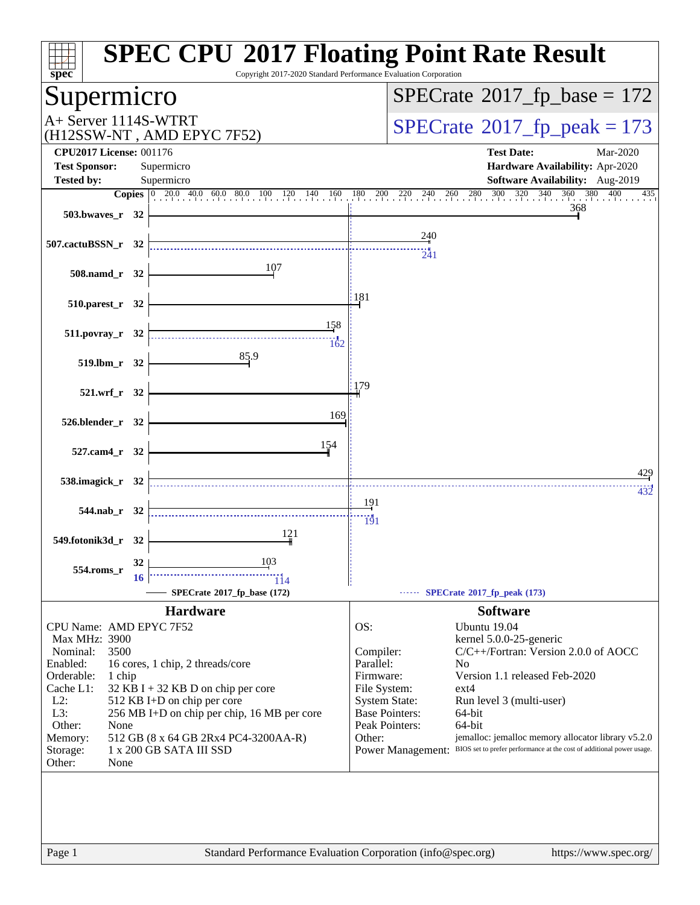# SPEC CPU 2017 Floating Point Rate Result

Copyright 2017-2020 Standard Performance Evaluation Corporation

## Supermicro

A+ Server 1114S-WTRT
(H12SSW-NT , AMD EPYC 7F52)

SPECrate 2017_fp_base = 172

SPECrate 2017_fp_peak = 173

**CPU2017 License:** 001176
**Test Sponsor:** Supermicro
**Tested by:** Supermicro

**Test Date:** Mar-2020
**Hardware Availability:** Apr-2020
**Software Availability:** Aug-2019

| Benchmark | Copies | Base | Peak |
|---|---|---|---|
| 503.bwaves_r | 32 | 368 | |
| 507.cactuBSSN_r | 32 | 240 | 241 |
| 508.namd_r | 32 | 107 | |
| 510.parest_r | 32 | 181 | |
| 511.povray_r | 32 | 158 | 162 |
| 519.lbm_r | 32 | 85.9 | |
| 521.wrf_r | 32 | 179 | |
| 526.blender_r | 32 | 169 | |
| 527.cam4_r | 32 | 154 | |
| 538.imagick_r | 32 | 429 | 432 |
| 544.nab_r | 32 | 191 | 191 |
| 549.fotonik3d_r | 32 | 121 | |
| 554.roms_r | 32 (base) / 16 (peak) | 103 | 114 |

SPECrate 2017_fp_base (172) — SPECrate 2017_fp_peak (173)

## Hardware

| | |
|---|---|
| CPU Name: | AMD EPYC 7F52 |
| Max MHz: | 3900 |
| Nominal: | 3500 |
| Enabled: | 16 cores, 1 chip, 2 threads/core |
| Orderable: | 1 chip |
| Cache L1: | 32 KB I + 32 KB D on chip per core |
| L2: | 512 KB I+D on chip per core |
| L3: | 256 MB I+D on chip per chip, 16 MB per core |
| Other: | None |
| Memory: | 512 GB (8 x 64 GB 2Rx4 PC4-3200AA-R) |
| Storage: | 1 x 200 GB SATA III SSD |
| Other: | None |

## Software

| | |
|---|---|
| OS: | Ubuntu 19.04 kernel 5.0.0-25-generic |
| Compiler: | C/C++/Fortran: Version 2.0.0 of AOCC |
| Parallel: | No |
| Firmware: | Version 1.1 released Feb-2020 |
| File System: | ext4 |
| System State: | Run level 3 (multi-user) |
| Base Pointers: | 64-bit |
| Peak Pointers: | 64-bit |
| Other: | jemalloc: jemalloc memory allocator library v5.2.0 |
| Power Management: | BIOS set to prefer performance at the cost of additional power usage. |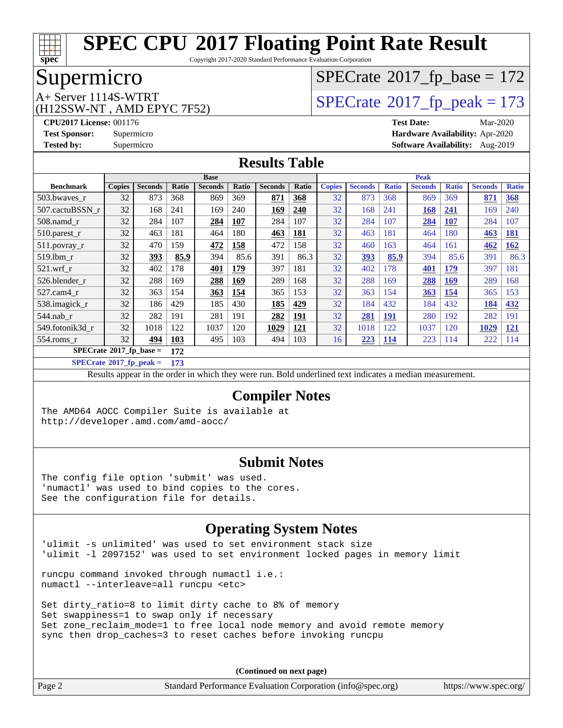# SPEC CPU 2017 Floating Point Rate Result

Copyright 2017-2020 Standard Performance Evaluation Corporation

## Supermicro

A+ Server 1114S-WTRT
(H12SSW-NT , AMD EPYC 7F52)

SPECrate 2017_fp_base = 172

SPECrate 2017_fp_peak = 173

**CPU2017 License:** 001176
**Test Sponsor:** Supermicro
**Tested by:** Supermicro

**Test Date:** Mar-2020
**Hardware Availability:** Apr-2020
**Software Availability:** Aug-2019

## Results Table

| Benchmark | Base | | | | | | | Peak | | | | | | |
|---|---|---|---|---|---|---|---|---|---|---|---|---|---|---|
| | Copies | Seconds | Ratio | Seconds | Ratio | Seconds | Ratio | Copies | Seconds | Ratio | Seconds | Ratio | Seconds | Ratio |
| 503.bwaves_r | 32 | 873 | 368 | 869 | 369 | **871** | **368** | 32 | 873 | 368 | 869 | 369 | **871** | **368** |
| 507.cactuBSSN_r | 32 | 168 | 241 | 169 | 240 | **169** | **240** | 32 | 168 | 241 | **168** | **241** | 169 | 240 |
| 508.namd_r | 32 | 284 | 107 | **284** | **107** | 284 | 107 | 32 | 284 | 107 | **284** | **107** | 284 | 107 |
| 510.parest_r | 32 | 463 | 181 | 464 | 180 | **463** | **181** | 32 | 463 | 181 | 464 | 180 | **463** | **181** |
| 511.povray_r | 32 | 470 | 159 | **472** | **158** | 472 | 158 | 32 | 460 | 163 | 464 | 161 | **462** | **162** |
| 519.lbm_r | 32 | **393** | **85.9** | 394 | 85.6 | 391 | 86.3 | 32 | **393** | **85.9** | 394 | 85.6 | 391 | 86.3 |
| 521.wrf_r | 32 | 402 | 178 | **401** | **179** | 397 | 181 | 32 | 402 | 178 | **401** | **179** | 397 | 181 |
| 526.blender_r | 32 | 288 | 169 | **288** | **169** | 289 | 168 | 32 | 288 | 169 | **288** | **169** | 289 | 168 |
| 527.cam4_r | 32 | 363 | 154 | **363** | **154** | 365 | 153 | 32 | 363 | 154 | **363** | **154** | 365 | 153 |
| 538.imagick_r | 32 | 186 | 429 | 185 | 430 | **185** | **429** | 32 | 184 | 432 | 184 | 432 | **184** | **432** |
| 544.nab_r | 32 | 282 | 191 | 281 | 191 | **282** | **191** | 32 | **281** | **191** | 280 | 192 | 282 | 191 |
| 549.fotonik3d_r | 32 | 1018 | 122 | 1037 | 120 | **1029** | **121** | 32 | 1018 | 122 | 1037 | 120 | **1029** | **121** |
| 554.roms_r | 32 | **494** | **103** | 495 | 103 | 494 | 103 | 16 | **223** | **114** | 223 | 114 | 222 | 114 |

**SPECrate 2017_fp_base = 172**

**SPECrate 2017_fp_peak = 173**

Results appear in the order in which they were run. Bold underlined text indicates a median measurement.

## Compiler Notes

```
The AMD64 AOCC Compiler Suite is available at
http://developer.amd.com/amd-aocc/
```

## Submit Notes

```
The config file option 'submit' was used.
'numactl' was used to bind copies to the cores.
See the configuration file for details.
```

## Operating System Notes

```
'ulimit -s unlimited' was used to set environment stack size
'ulimit -l 2097152' was used to set environment locked pages in memory limit

runcpu command invoked through numactl i.e.:
numactl --interleave=all runcpu <etc>

Set dirty_ratio=8 to limit dirty cache to 8% of memory
Set swappiness=1 to swap only if necessary
Set zone_reclaim_mode=1 to free local node memory and avoid remote memory
sync then drop_caches=3 to reset caches before invoking runcpu
```

(Continued on next page)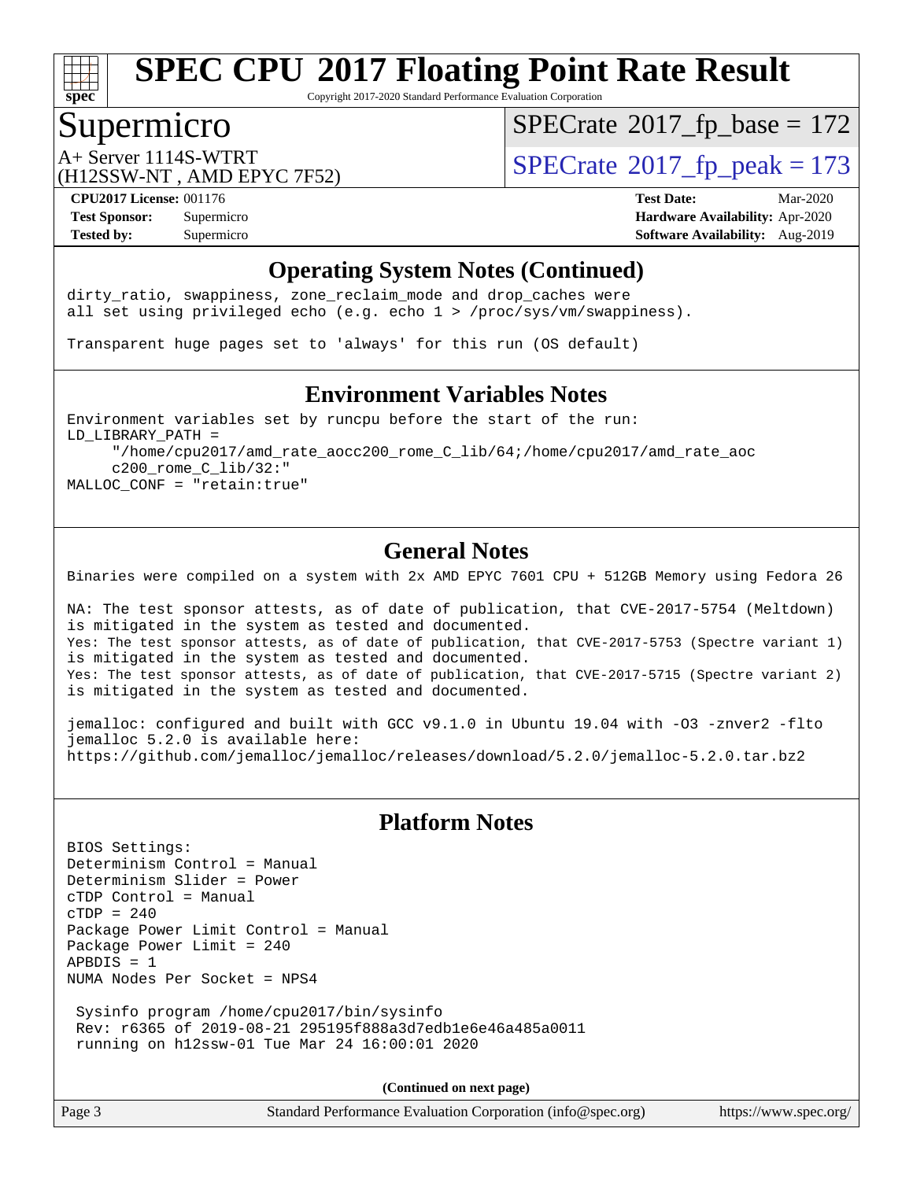## Operating System Notes (Continued)

```
dirty_ratio, swappiness, zone_reclaim_mode and drop_caches were
all set using privileged echo (e.g. echo 1 > /proc/sys/vm/swappiness).

Transparent huge pages set to 'always' for this run (OS default)
```

## Environment Variables Notes

```
Environment variables set by runcpu before the start of the run:
LD_LIBRARY_PATH =
     "/home/cpu2017/amd_rate_aocc200_rome_C_lib/64;/home/cpu2017/amd_rate_aoc
     c200_rome_C_lib/32:"
MALLOC_CONF = "retain:true"
```

## General Notes

```
Binaries were compiled on a system with 2x AMD EPYC 7601 CPU + 512GB Memory using Fedora 26

NA: The test sponsor attests, as of date of publication, that CVE-2017-5754 (Meltdown)
is mitigated in the system as tested and documented.
Yes: The test sponsor attests, as of date of publication, that CVE-2017-5753 (Spectre variant 1)
is mitigated in the system as tested and documented.
Yes: The test sponsor attests, as of date of publication, that CVE-2017-5715 (Spectre variant 2)
is mitigated in the system as tested and documented.

jemalloc: configured and built with GCC v9.1.0 in Ubuntu 19.04 with -O3 -znver2 -flto
jemalloc 5.2.0 is available here:
https://github.com/jemalloc/jemalloc/releases/download/5.2.0/jemalloc-5.2.0.tar.bz2
```

## Platform Notes

```
BIOS Settings:
Determinism Control = Manual
Determinism Slider = Power
cTDP Control = Manual
cTDP = 240
Package Power Limit Control = Manual
Package Power Limit = 240
APBDIS = 1
NUMA Nodes Per Socket = NPS4

 Sysinfo program /home/cpu2017/bin/sysinfo
 Rev: r6365 of 2019-08-21 295195f888a3d7edb1e6e46a485a0011
 running on h12ssw-01 Tue Mar 24 16:00:01 2020
```

**(Continued on next page)**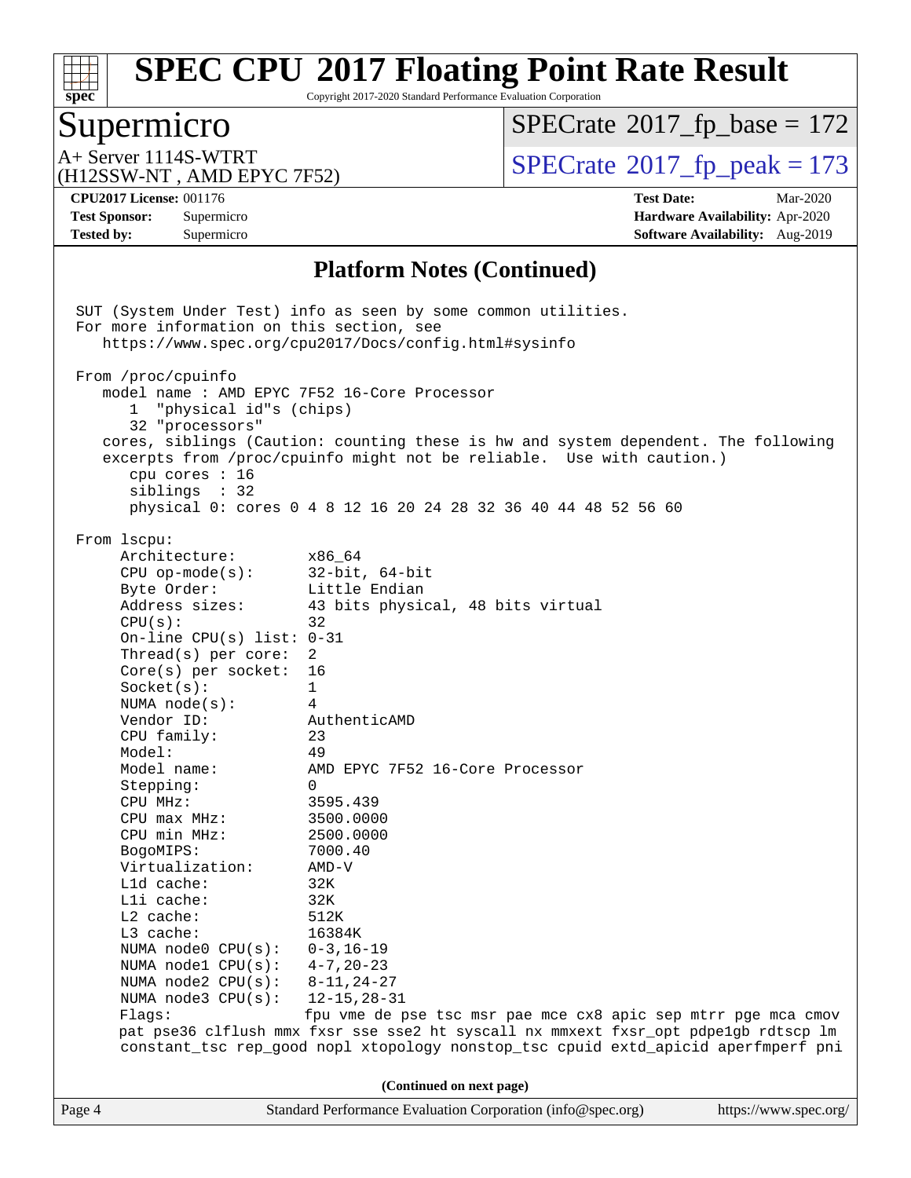## Platform Notes (Continued)

```
SUT (System Under Test) info as seen by some common utilities.
For more information on this section, see
   https://www.spec.org/cpu2017/Docs/config.html#sysinfo

From /proc/cpuinfo
   model name : AMD EPYC 7F52 16-Core Processor
      1  "physical id"s (chips)
      32 "processors"
   cores, siblings (Caution: counting these is hw and system dependent. The following
   excerpts from /proc/cpuinfo might not be reliable.  Use with caution.)
      cpu cores : 16
      siblings  : 32
      physical 0: cores 0 4 8 12 16 20 24 28 32 36 40 44 48 52 56 60

From lscpu:
     Architecture:        x86_64
     CPU op-mode(s):      32-bit, 64-bit
     Byte Order:          Little Endian
     Address sizes:       43 bits physical, 48 bits virtual
     CPU(s):              32
     On-line CPU(s) list: 0-31
     Thread(s) per core:  2
     Core(s) per socket:  16
     Socket(s):           1
     NUMA node(s):        4
     Vendor ID:           AuthenticAMD
     CPU family:          23
     Model:               49
     Model name:          AMD EPYC 7F52 16-Core Processor
     Stepping:            0
     CPU MHz:             3595.439
     CPU max MHz:         3500.0000
     CPU min MHz:         2500.0000
     BogoMIPS:            7000.40
     Virtualization:      AMD-V
     L1d cache:           32K
     L1i cache:           32K
     L2 cache:            512K
     L3 cache:            16384K
     NUMA node0 CPU(s):   0-3,16-19
     NUMA node1 CPU(s):   4-7,20-23
     NUMA node2 CPU(s):   8-11,24-27
     NUMA node3 CPU(s):   12-15,28-31
     Flags:               fpu vme de pse tsc msr pae mce cx8 apic sep mtrr pge mca cmov
     pat pse36 clflush mmx fxsr sse sse2 ht syscall nx mmxext fxsr_opt pdpe1gb rdtscp lm
     constant_tsc rep_good nopl xtopology nonstop_tsc cpuid extd_apicid aperfmperf pni
```

(Continued on next page)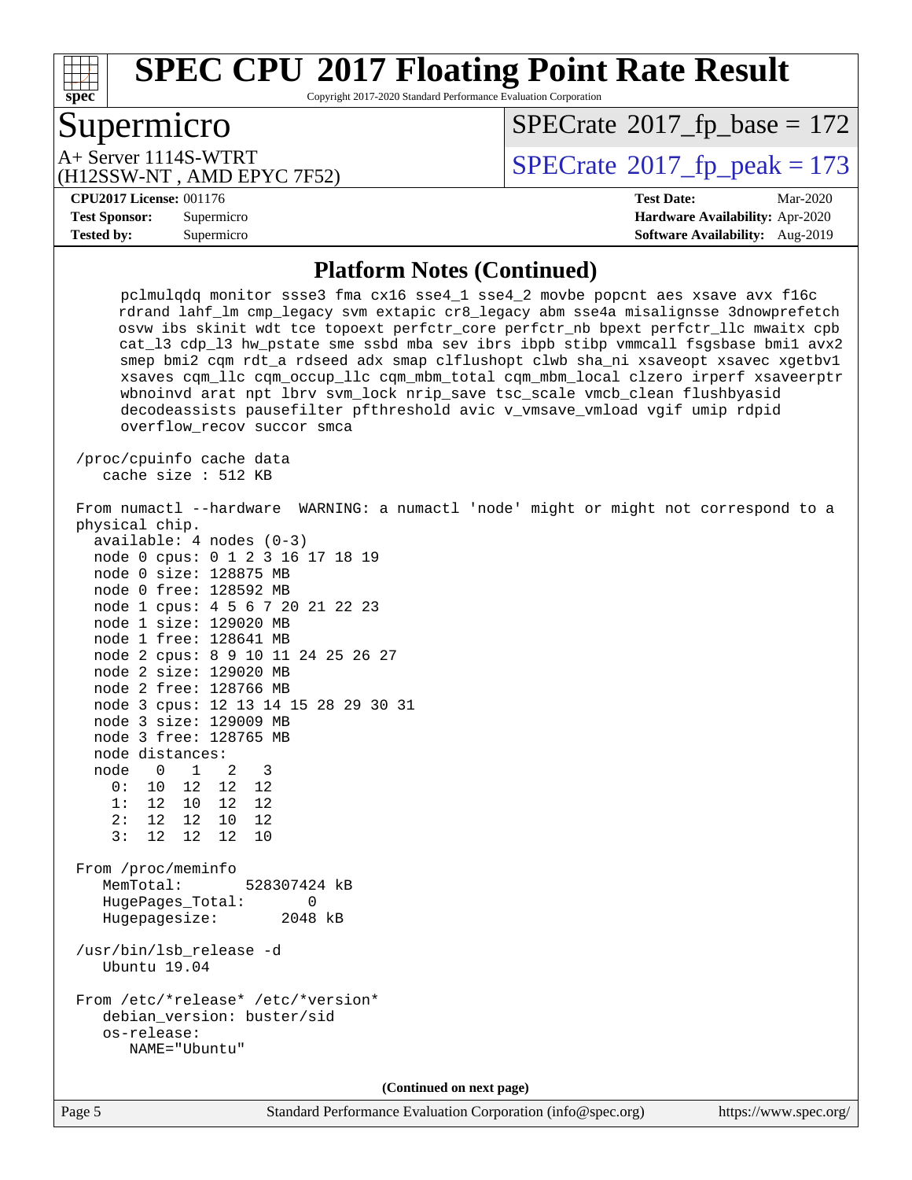# SPEC CPU 2017 Floating Point Rate Result

Copyright 2017-2020 Standard Performance Evaluation Corporation

## Supermicro

A+ Server 1114S-WTRT
(H12SSW-NT , AMD EPYC 7F52)

SPECrate 2017_fp_base = 172

SPECrate 2017_fp_peak = 173

**CPU2017 License:** 001176
**Test Sponsor:** Supermicro
**Tested by:** Supermicro

**Test Date:** Mar-2020
**Hardware Availability:** Apr-2020
**Software Availability:** Aug-2019

### Platform Notes (Continued)

```
      pclmulqdq monitor ssse3 fma cx16 sse4_1 sse4_2 movbe popcnt aes xsave avx f16c
      rdrand lahf_lm cmp_legacy svm extapic cr8_legacy abm sse4a misalignsse 3dnowprefetch
      osvw ibs skinit wdt tce topoext perfctr_core perfctr_nb bpext perfctr_llc mwaitx cpb
      cat_l3 cdp_l3 hw_pstate sme ssbd mba sev ibrs ibpb stibp vmmcall fsgsbase bmi1 avx2
      smep bmi2 cqm rdt_a rdseed adx smap clflushopt clwb sha_ni xsaveopt xsavec xgetbv1
      xsaves cqm_llc cqm_occup_llc cqm_mbm_total cqm_mbm_local clzero irperf xsaveerptr
      wbnoinvd arat npt lbrv svm_lock nrip_save tsc_scale vmcb_clean flushbyasid
      decodeassists pausefilter pfthreshold avic v_vmsave_vmload vgif umip rdpid
      overflow_recov succor smca

 /proc/cpuinfo cache data
    cache size : 512 KB

 From numactl --hardware  WARNING: a numactl 'node' might or might not correspond to a
 physical chip.
   available: 4 nodes (0-3)
   node 0 cpus: 0 1 2 3 16 17 18 19
   node 0 size: 128875 MB
   node 0 free: 128592 MB
   node 1 cpus: 4 5 6 7 20 21 22 23
   node 1 size: 129020 MB
   node 1 free: 128641 MB
   node 2 cpus: 8 9 10 11 24 25 26 27
   node 2 size: 129020 MB
   node 2 free: 128766 MB
   node 3 cpus: 12 13 14 15 28 29 30 31
   node 3 size: 129009 MB
   node 3 free: 128765 MB
   node distances:
   node   0   1   2   3
     0:  10  12  12  12
     1:  12  10  12  12
     2:  12  12  10  12
     3:  12  12  12  10

 From /proc/meminfo
    MemTotal:       528307424 kB
    HugePages_Total:       0
    Hugepagesize:       2048 kB

 /usr/bin/lsb_release -d
    Ubuntu 19.04

 From /etc/*release* /etc/*version*
    debian_version: buster/sid
    os-release:
       NAME="Ubuntu"
```

(Continued on next page)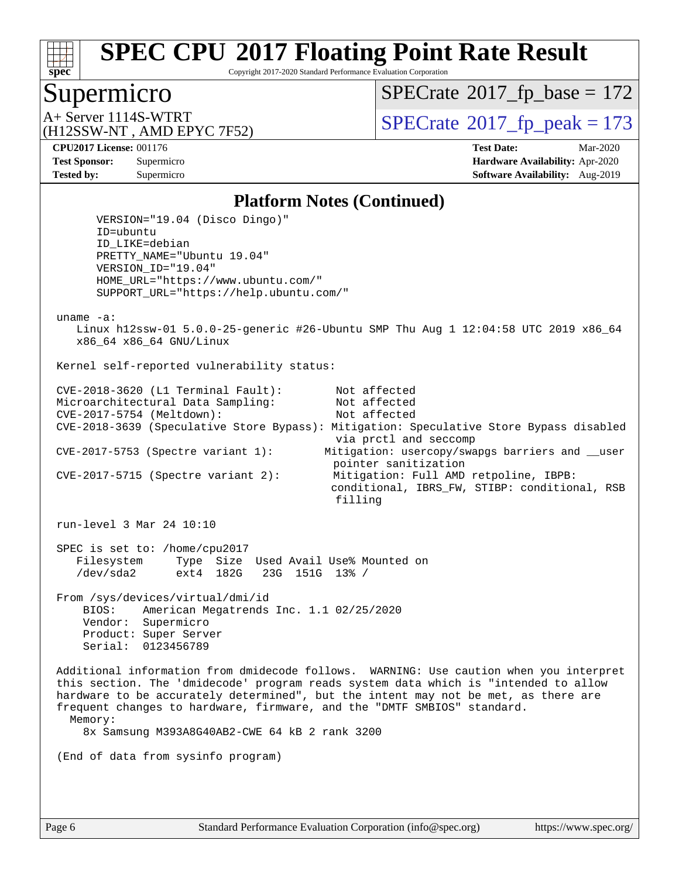# SPEC CPU 2017 Floating Point Rate Result

Copyright 2017-2020 Standard Performance Evaluation Corporation

## Supermicro

A+ Server 1114S-WTRT
(H12SSW-NT , AMD EPYC 7F52)

SPECrate 2017_fp_base = 172

SPECrate 2017_fp_peak = 173

**CPU2017 License:** 001176
**Test Sponsor:** Supermicro
**Tested by:** Supermicro

**Test Date:** Mar-2020
**Hardware Availability:** Apr-2020
**Software Availability:** Aug-2019

### Platform Notes (Continued)

```
      VERSION="19.04 (Disco Dingo)"
      ID=ubuntu
      ID_LIKE=debian
      PRETTY_NAME="Ubuntu 19.04"
      VERSION_ID="19.04"
      HOME_URL="https://www.ubuntu.com/"
      SUPPORT_URL="https://help.ubuntu.com/"

 uname -a:
    Linux h12ssw-01 5.0.0-25-generic #26-Ubuntu SMP Thu Aug 1 12:04:58 UTC 2019 x86_64
    x86_64 x86_64 GNU/Linux

 Kernel self-reported vulnerability status:

 CVE-2018-3620 (L1 Terminal Fault):        Not affected
 Microarchitectural Data Sampling:         Not affected
 CVE-2017-5754 (Meltdown):                 Not affected
 CVE-2018-3639 (Speculative Store Bypass): Mitigation: Speculative Store Bypass disabled
                                           via prctl and seccomp
 CVE-2017-5753 (Spectre variant 1):       Mitigation: usercopy/swapgs barriers and __user
                                           pointer sanitization
 CVE-2017-5715 (Spectre variant 2):        Mitigation: Full AMD retpoline, IBPB:
                                          conditional, IBRS_FW, STIBP: conditional, RSB
                                           filling

 run-level 3 Mar 24 10:10

 SPEC is set to: /home/cpu2017
    Filesystem     Type  Size  Used Avail Use% Mounted on
    /dev/sda2      ext4  182G   23G  151G  13% /

 From /sys/devices/virtual/dmi/id
     BIOS:    American Megatrends Inc. 1.1 02/25/2020
     Vendor:  Supermicro
     Product: Super Server
     Serial:  0123456789

 Additional information from dmidecode follows.  WARNING: Use caution when you interpret
 this section. The 'dmidecode' program reads system data which is "intended to allow
 hardware to be accurately determined", but the intent may not be met, as there are
 frequent changes to hardware, firmware, and the "DMTF SMBIOS" standard.
   Memory:
     8x Samsung M393A8G40AB2-CWE 64 kB 2 rank 3200

 (End of data from sysinfo program)
```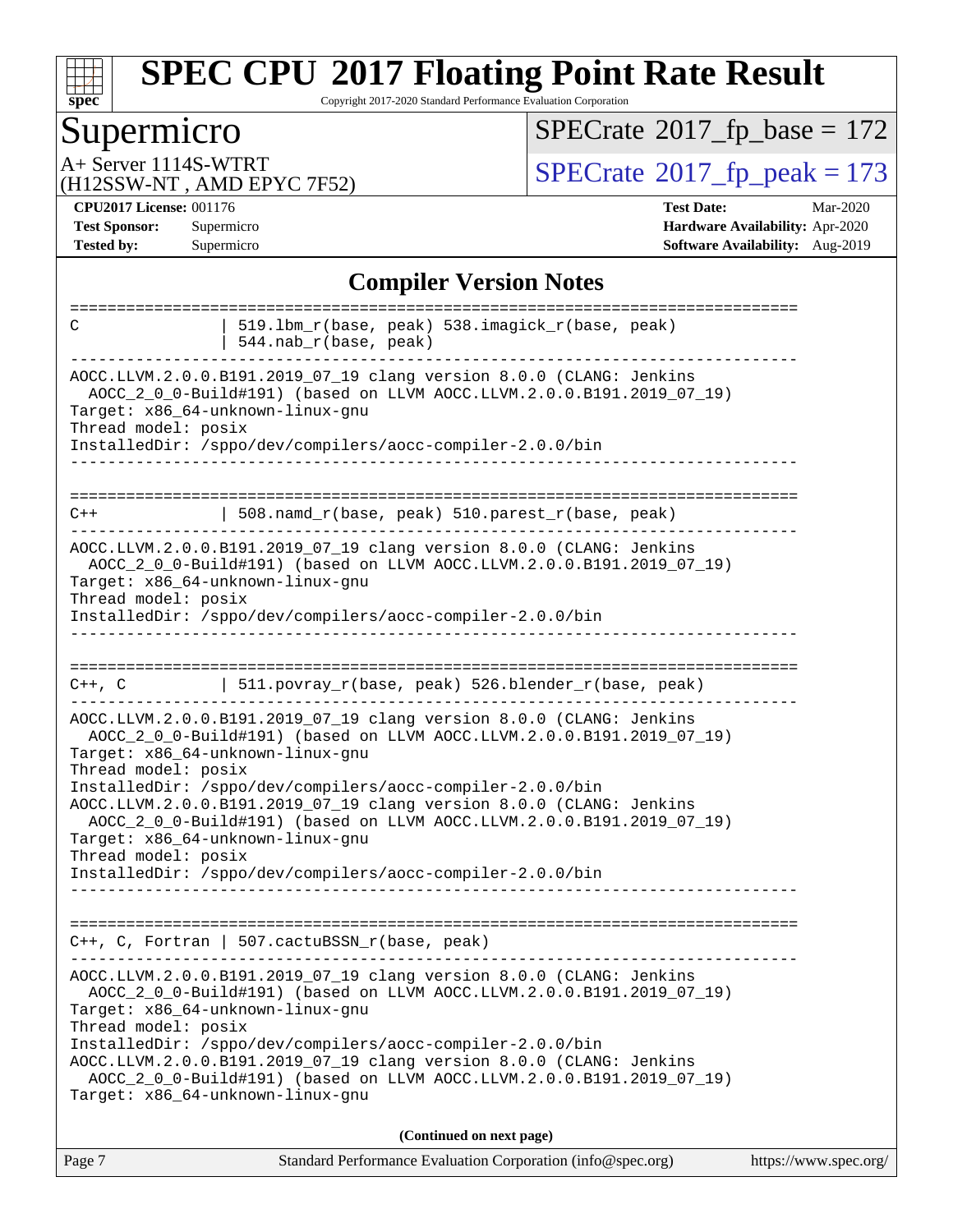# SPEC CPU 2017 Floating Point Rate Result

Copyright 2017-2020 Standard Performance Evaluation Corporation

## Supermicro

A+ Server 1114S-WTRT
(H12SSW-NT , AMD EPYC 7F52)

SPECrate 2017_fp_base = 172

SPECrate 2017_fp_peak = 173

**CPU2017 License:** 001176
**Test Sponsor:** Supermicro
**Tested by:** Supermicro

**Test Date:** Mar-2020
**Hardware Availability:** Apr-2020
**Software Availability:** Aug-2019

### Compiler Version Notes

```
==============================================================================
C               | 519.lbm_r(base, peak) 538.imagick_r(base, peak)
                | 544.nab_r(base, peak)
------------------------------------------------------------------------------
AOCC.LLVM.2.0.0.B191.2019_07_19 clang version 8.0.0 (CLANG: Jenkins
  AOCC_2_0_0-Build#191) (based on LLVM AOCC.LLVM.2.0.0.B191.2019_07_19)
Target: x86_64-unknown-linux-gnu
Thread model: posix
InstalledDir: /sppo/dev/compilers/aocc-compiler-2.0.0/bin
------------------------------------------------------------------------------

==============================================================================
C++             | 508.namd_r(base, peak) 510.parest_r(base, peak)
------------------------------------------------------------------------------
AOCC.LLVM.2.0.0.B191.2019_07_19 clang version 8.0.0 (CLANG: Jenkins
  AOCC_2_0_0-Build#191) (based on LLVM AOCC.LLVM.2.0.0.B191.2019_07_19)
Target: x86_64-unknown-linux-gnu
Thread model: posix
InstalledDir: /sppo/dev/compilers/aocc-compiler-2.0.0/bin
------------------------------------------------------------------------------

==============================================================================
C++, C          | 511.povray_r(base, peak) 526.blender_r(base, peak)
------------------------------------------------------------------------------
AOCC.LLVM.2.0.0.B191.2019_07_19 clang version 8.0.0 (CLANG: Jenkins
  AOCC_2_0_0-Build#191) (based on LLVM AOCC.LLVM.2.0.0.B191.2019_07_19)
Target: x86_64-unknown-linux-gnu
Thread model: posix
InstalledDir: /sppo/dev/compilers/aocc-compiler-2.0.0/bin
AOCC.LLVM.2.0.0.B191.2019_07_19 clang version 8.0.0 (CLANG: Jenkins
  AOCC_2_0_0-Build#191) (based on LLVM AOCC.LLVM.2.0.0.B191.2019_07_19)
Target: x86_64-unknown-linux-gnu
Thread model: posix
InstalledDir: /sppo/dev/compilers/aocc-compiler-2.0.0/bin
------------------------------------------------------------------------------

==============================================================================
C++, C, Fortran | 507.cactuBSSN_r(base, peak)
------------------------------------------------------------------------------
AOCC.LLVM.2.0.0.B191.2019_07_19 clang version 8.0.0 (CLANG: Jenkins
  AOCC_2_0_0-Build#191) (based on LLVM AOCC.LLVM.2.0.0.B191.2019_07_19)
Target: x86_64-unknown-linux-gnu
Thread model: posix
InstalledDir: /sppo/dev/compilers/aocc-compiler-2.0.0/bin
AOCC.LLVM.2.0.0.B191.2019_07_19 clang version 8.0.0 (CLANG: Jenkins
  AOCC_2_0_0-Build#191) (based on LLVM AOCC.LLVM.2.0.0.B191.2019_07_19)
Target: x86_64-unknown-linux-gnu
```

**(Continued on next page)**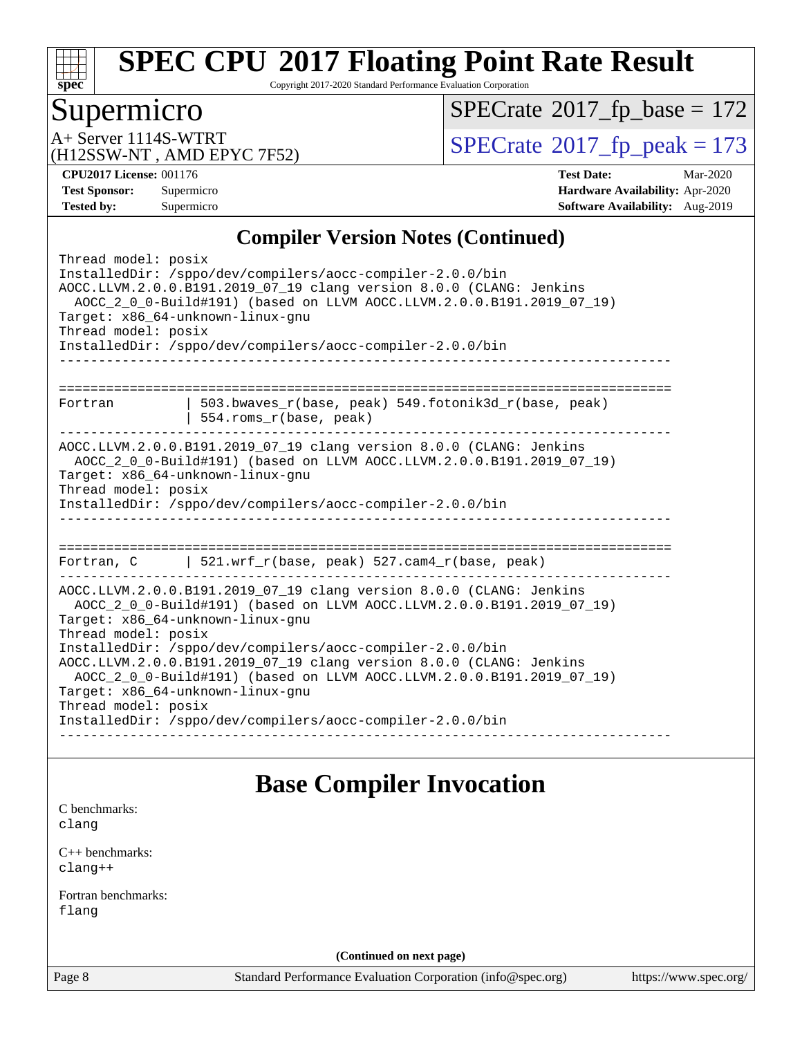## Compiler Version Notes (Continued)

```
Thread model: posix
InstalledDir: /sppo/dev/compilers/aocc-compiler-2.0.0/bin
AOCC.LLVM.2.0.0.B191.2019_07_19 clang version 8.0.0 (CLANG: Jenkins
  AOCC_2_0_0-Build#191) (based on LLVM AOCC.LLVM.2.0.0.B191.2019_07_19)
Target: x86_64-unknown-linux-gnu
Thread model: posix
InstalledDir: /sppo/dev/compilers/aocc-compiler-2.0.0/bin
------------------------------------------------------------------------------

==============================================================================
Fortran          | 503.bwaves_r(base, peak) 549.fotonik3d_r(base, peak)
                 | 554.roms_r(base, peak)
------------------------------------------------------------------------------
AOCC.LLVM.2.0.0.B191.2019_07_19 clang version 8.0.0 (CLANG: Jenkins
  AOCC_2_0_0-Build#191) (based on LLVM AOCC.LLVM.2.0.0.B191.2019_07_19)
Target: x86_64-unknown-linux-gnu
Thread model: posix
InstalledDir: /sppo/dev/compilers/aocc-compiler-2.0.0/bin
------------------------------------------------------------------------------

==============================================================================
Fortran, C       | 521.wrf_r(base, peak) 527.cam4_r(base, peak)
------------------------------------------------------------------------------
AOCC.LLVM.2.0.0.B191.2019_07_19 clang version 8.0.0 (CLANG: Jenkins
  AOCC_2_0_0-Build#191) (based on LLVM AOCC.LLVM.2.0.0.B191.2019_07_19)
Target: x86_64-unknown-linux-gnu
Thread model: posix
InstalledDir: /sppo/dev/compilers/aocc-compiler-2.0.0/bin
AOCC.LLVM.2.0.0.B191.2019_07_19 clang version 8.0.0 (CLANG: Jenkins
  AOCC_2_0_0-Build#191) (based on LLVM AOCC.LLVM.2.0.0.B191.2019_07_19)
Target: x86_64-unknown-linux-gnu
Thread model: posix
InstalledDir: /sppo/dev/compilers/aocc-compiler-2.0.0/bin
------------------------------------------------------------------------------
```

## Base Compiler Invocation

C benchmarks:
clang

C++ benchmarks:
clang++

Fortran benchmarks:
flang

**(Continued on next page)**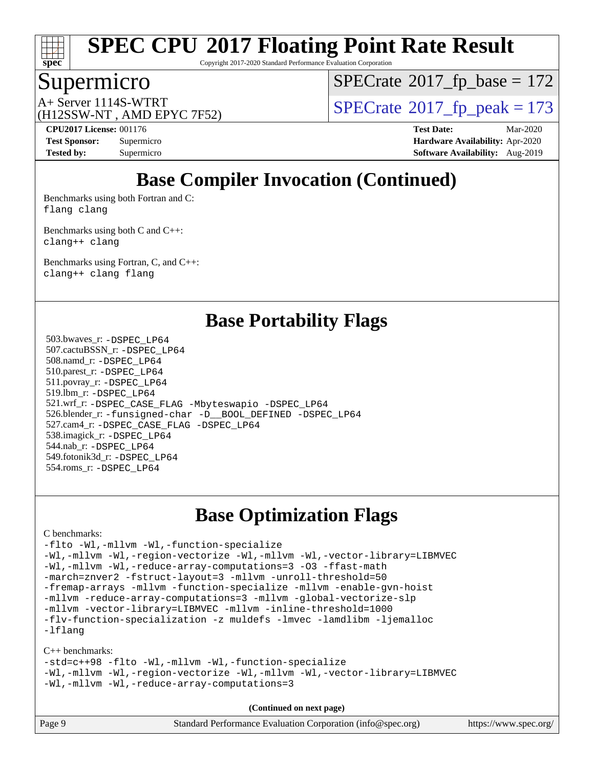# SPEC CPU 2017 Floating Point Rate Result

Copyright 2017-2020 Standard Performance Evaluation Corporation

## Supermicro

A+ Server 1114S-WTRT
(H12SSW-NT , AMD EPYC 7F52)

SPECrate 2017_fp_base = 172

SPECrate 2017_fp_peak = 173

**CPU2017 License:** 001176
**Test Sponsor:** Supermicro
**Tested by:** Supermicro

**Test Date:** Mar-2020
**Hardware Availability:** Apr-2020
**Software Availability:** Aug-2019

## Base Compiler Invocation (Continued)

Benchmarks using both Fortran and C:
```
flang clang
```

Benchmarks using both C and C++:
```
clang++ clang
```

Benchmarks using Fortran, C, and C++:
```
clang++ clang flang
```

## Base Portability Flags

503.bwaves_r: `-DSPEC_LP64`
507.cactuBSSN_r: `-DSPEC_LP64`
508.namd_r: `-DSPEC_LP64`
510.parest_r: `-DSPEC_LP64`
511.povray_r: `-DSPEC_LP64`
519.lbm_r: `-DSPEC_LP64`
521.wrf_r: `-DSPEC_CASE_FLAG -Mbyteswapio -DSPEC_LP64`
526.blender_r: `-funsigned-char -D__BOOL_DEFINED -DSPEC_LP64`
527.cam4_r: `-DSPEC_CASE_FLAG -DSPEC_LP64`
538.imagick_r: `-DSPEC_LP64`
544.nab_r: `-DSPEC_LP64`
549.fotonik3d_r: `-DSPEC_LP64`
554.roms_r: `-DSPEC_LP64`

## Base Optimization Flags

C benchmarks:
```
-flto -Wl,-mllvm -Wl,-function-specialize
-Wl,-mllvm -Wl,-region-vectorize -Wl,-mllvm -Wl,-vector-library=LIBMVEC
-Wl,-mllvm -Wl,-reduce-array-computations=3 -O3 -ffast-math
-march=znver2 -fstruct-layout=3 -mllvm -unroll-threshold=50
-fremap-arrays -mllvm -function-specialize -mllvm -enable-gvn-hoist
-mllvm -reduce-array-computations=3 -mllvm -global-vectorize-slp
-mllvm -vector-library=LIBMVEC -mllvm -inline-threshold=1000
-flv-function-specialization -z muldefs -lmvec -lamdlibm -ljemalloc
-lflang
```

C++ benchmarks:
```
-std=c++98 -flto -Wl,-mllvm -Wl,-function-specialize
-Wl,-mllvm -Wl,-region-vectorize -Wl,-mllvm -Wl,-vector-library=LIBMVEC
-Wl,-mllvm -Wl,-reduce-array-computations=3
```

**(Continued on next page)**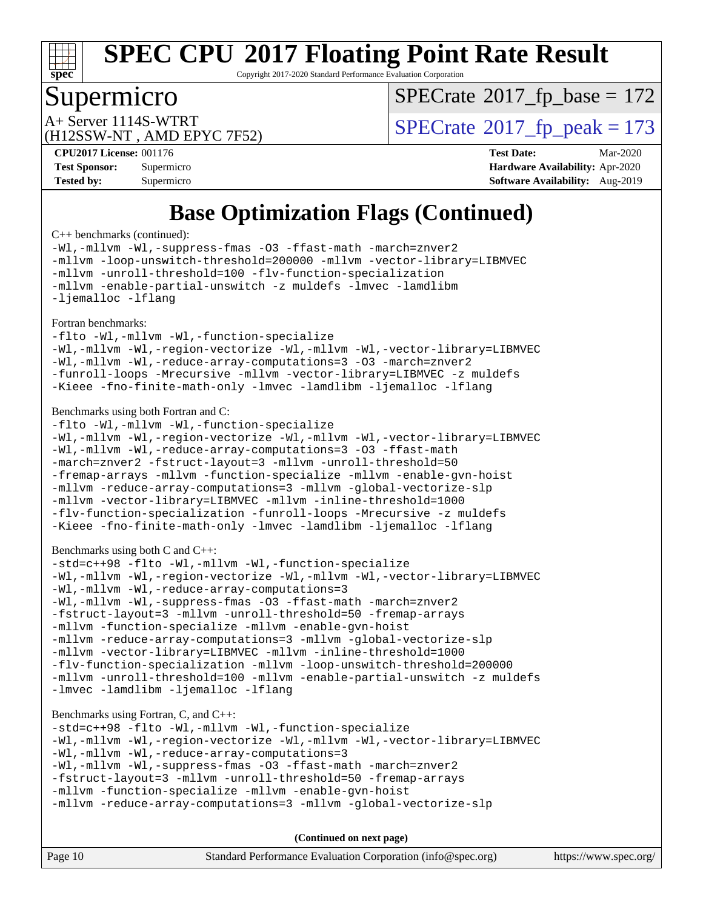# SPEC CPU 2017 Floating Point Rate Result

Copyright 2017-2020 Standard Performance Evaluation Corporation

## Supermicro

A+ Server 1114S-WTRT
(H12SSW-NT , AMD EPYC 7F52)

SPECrate 2017_fp_base = 172

SPECrate 2017_fp_peak = 173

**CPU2017 License:** 001176
**Test Sponsor:** Supermicro
**Tested by:** Supermicro

**Test Date:** Mar-2020
**Hardware Availability:** Apr-2020
**Software Availability:** Aug-2019

# Base Optimization Flags (Continued)

C++ benchmarks (continued):

```
-Wl,-mllvm -Wl,-suppress-fmas -O3 -ffast-math -march=znver2
-mllvm -loop-unswitch-threshold=200000 -mllvm -vector-library=LIBMVEC
-mllvm -unroll-threshold=100 -flv-function-specialization
-mllvm -enable-partial-unswitch -z muldefs -lmvec -lamdlibm
-ljemalloc -lflang
```

Fortran benchmarks:

```
-flto -Wl,-mllvm -Wl,-function-specialize
-Wl,-mllvm -Wl,-region-vectorize -Wl,-mllvm -Wl,-vector-library=LIBMVEC
-Wl,-mllvm -Wl,-reduce-array-computations=3 -O3 -march=znver2
-funroll-loops -Mrecursive -mllvm -vector-library=LIBMVEC -z muldefs
-Kieee -fno-finite-math-only -lmvec -lamdlibm -ljemalloc -lflang
```

Benchmarks using both Fortran and C:

```
-flto -Wl,-mllvm -Wl,-function-specialize
-Wl,-mllvm -Wl,-region-vectorize -Wl,-mllvm -Wl,-vector-library=LIBMVEC
-Wl,-mllvm -Wl,-reduce-array-computations=3 -O3 -ffast-math
-march=znver2 -fstruct-layout=3 -mllvm -unroll-threshold=50
-fremap-arrays -mllvm -function-specialize -mllvm -enable-gvn-hoist
-mllvm -reduce-array-computations=3 -mllvm -global-vectorize-slp
-mllvm -vector-library=LIBMVEC -mllvm -inline-threshold=1000
-flv-function-specialization -funroll-loops -Mrecursive -z muldefs
-Kieee -fno-finite-math-only -lmvec -lamdlibm -ljemalloc -lflang
```

Benchmarks using both C and C++:

```
-std=c++98 -flto -Wl,-mllvm -Wl,-function-specialize
-Wl,-mllvm -Wl,-region-vectorize -Wl,-mllvm -Wl,-vector-library=LIBMVEC
-Wl,-mllvm -Wl,-reduce-array-computations=3
-Wl,-mllvm -Wl,-suppress-fmas -O3 -ffast-math -march=znver2
-fstruct-layout=3 -mllvm -unroll-threshold=50 -fremap-arrays
-mllvm -function-specialize -mllvm -enable-gvn-hoist
-mllvm -reduce-array-computations=3 -mllvm -global-vectorize-slp
-mllvm -vector-library=LIBMVEC -mllvm -inline-threshold=1000
-flv-function-specialization -mllvm -loop-unswitch-threshold=200000
-mllvm -unroll-threshold=100 -mllvm -enable-partial-unswitch -z muldefs
-lmvec -lamdlibm -ljemalloc -lflang
```

Benchmarks using Fortran, C, and C++:

```
-std=c++98 -flto -Wl,-mllvm -Wl,-function-specialize
-Wl,-mllvm -Wl,-region-vectorize -Wl,-mllvm -Wl,-vector-library=LIBMVEC
-Wl,-mllvm -Wl,-reduce-array-computations=3
-Wl,-mllvm -Wl,-suppress-fmas -O3 -ffast-math -march=znver2
-fstruct-layout=3 -mllvm -unroll-threshold=50 -fremap-arrays
-mllvm -function-specialize -mllvm -enable-gvn-hoist
-mllvm -reduce-array-computations=3 -mllvm -global-vectorize-slp
```

**(Continued on next page)**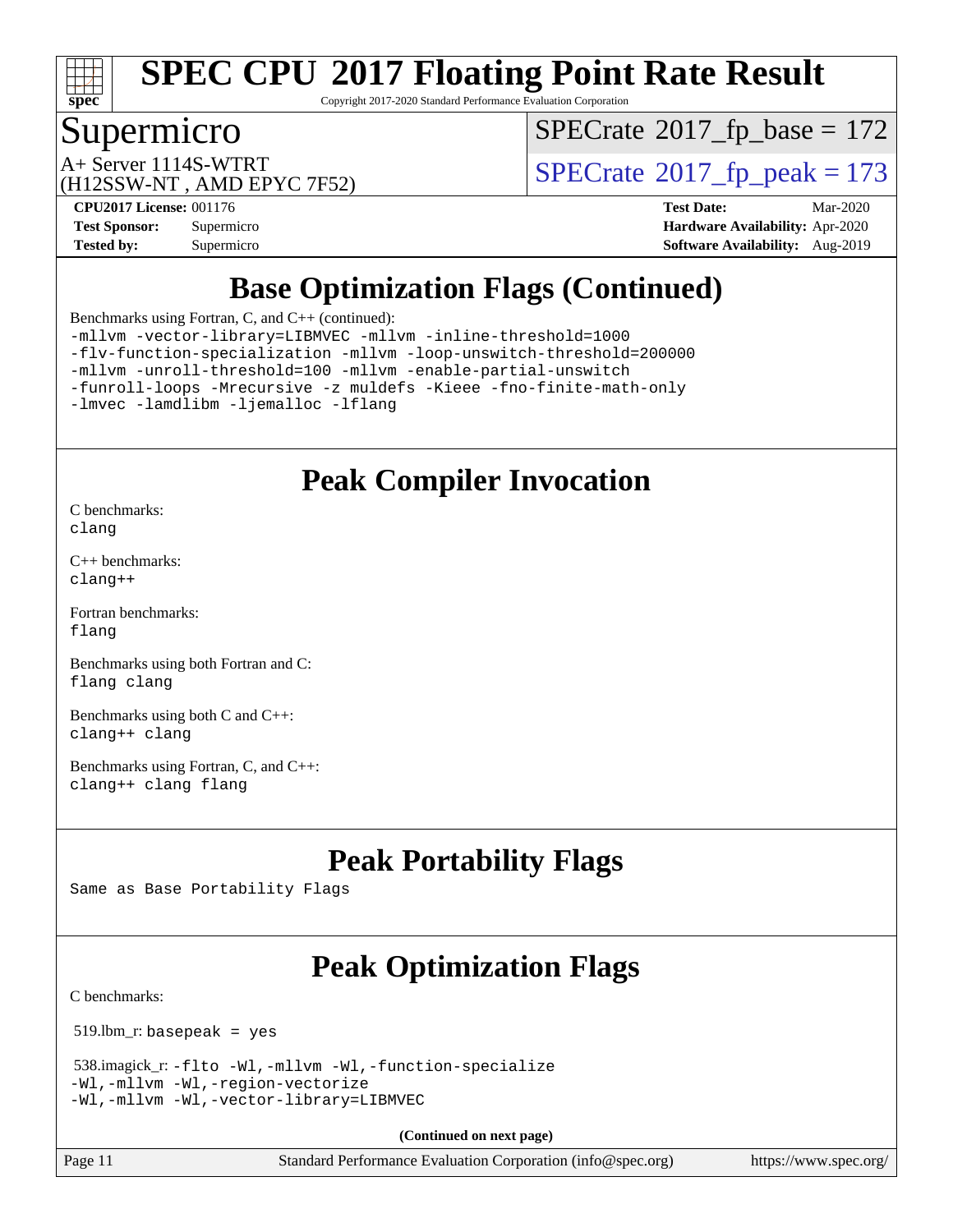# SPEC CPU 2017 Floating Point Rate Result

Copyright 2017-2020 Standard Performance Evaluation Corporation

## Supermicro

A+ Server 1114S-WTRT
(H12SSW-NT , AMD EPYC 7F52)

SPECrate 2017_fp_base = 172

SPECrate 2017_fp_peak = 173

**CPU2017 License:** 001176
**Test Sponsor:** Supermicro
**Tested by:** Supermicro

**Test Date:** Mar-2020
**Hardware Availability:** Apr-2020
**Software Availability:** Aug-2019

## Base Optimization Flags (Continued)

Benchmarks using Fortran, C, and C++ (continued):

```
-mllvm -vector-library=LIBMVEC -mllvm -inline-threshold=1000
-flv-function-specialization -mllvm -loop-unswitch-threshold=200000
-mllvm -unroll-threshold=100 -mllvm -enable-partial-unswitch
-funroll-loops -Mrecursive -z muldefs -Kieee -fno-finite-math-only
-lmvec -lamdlibm -ljemalloc -lflang
```

## Peak Compiler Invocation

C benchmarks:
`clang`

C++ benchmarks:
`clang++`

Fortran benchmarks:
`flang`

Benchmarks using both Fortran and C:
`flang clang`

Benchmarks using both C and C++:
`clang++ clang`

Benchmarks using Fortran, C, and C++:
`clang++ clang flang`

## Peak Portability Flags

Same as Base Portability Flags

## Peak Optimization Flags

C benchmarks:

519.lbm_r: `basepeak = yes`

538.imagick_r: `-flto -Wl,-mllvm -Wl,-function-specialize -Wl,-mllvm -Wl,-region-vectorize -Wl,-mllvm -Wl,-vector-library=LIBMVEC`

**(Continued on next page)**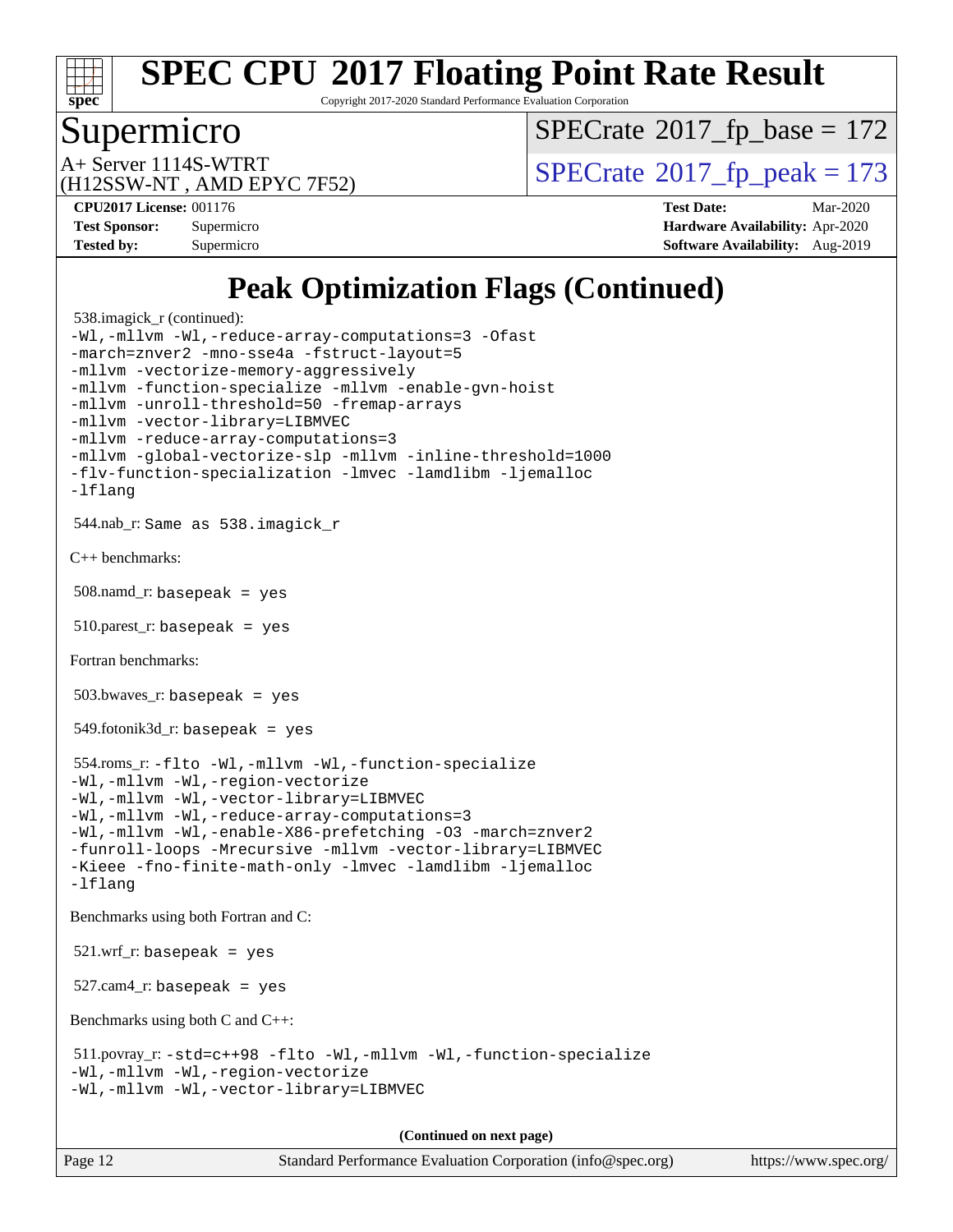# Peak Optimization Flags (Continued)

538.imagick_r (continued):
```
-Wl,-mllvm -Wl,-reduce-array-computations=3 -Ofast
-march=znver2 -mno-sse4a -fstruct-layout=5
-mllvm -vectorize-memory-aggressively
-mllvm -function-specialize -mllvm -enable-gvn-hoist
-mllvm -unroll-threshold=50 -fremap-arrays
-mllvm -vector-library=LIBMVEC
-mllvm -reduce-array-computations=3
-mllvm -global-vectorize-slp -mllvm -inline-threshold=1000
-flv-function-specialization -lmvec -lamdlibm -ljemalloc
-lflang
```

544.nab_r: `Same as 538.imagick_r`

C++ benchmarks:

508.namd_r: `basepeak = yes`

510.parest_r: `basepeak = yes`

Fortran benchmarks:

503.bwaves_r: `basepeak = yes`

549.fotonik3d_r: `basepeak = yes`

554.roms_r:
```
-flto -Wl,-mllvm -Wl,-function-specialize
-Wl,-mllvm -Wl,-region-vectorize
-Wl,-mllvm -Wl,-vector-library=LIBMVEC
-Wl,-mllvm -Wl,-reduce-array-computations=3
-Wl,-mllvm -Wl,-enable-X86-prefetching -O3 -march=znver2
-funroll-loops -Mrecursive -mllvm -vector-library=LIBMVEC
-Kieee -fno-finite-math-only -lmvec -lamdlibm -ljemalloc
-lflang
```

Benchmarks using both Fortran and C:

521.wrf_r: `basepeak = yes`

527.cam4_r: `basepeak = yes`

Benchmarks using both C and C++:

511.povray_r:
```
-std=c++98 -flto -Wl,-mllvm -Wl,-function-specialize
-Wl,-mllvm -Wl,-region-vectorize
-Wl,-mllvm -Wl,-vector-library=LIBMVEC
```

**(Continued on next page)**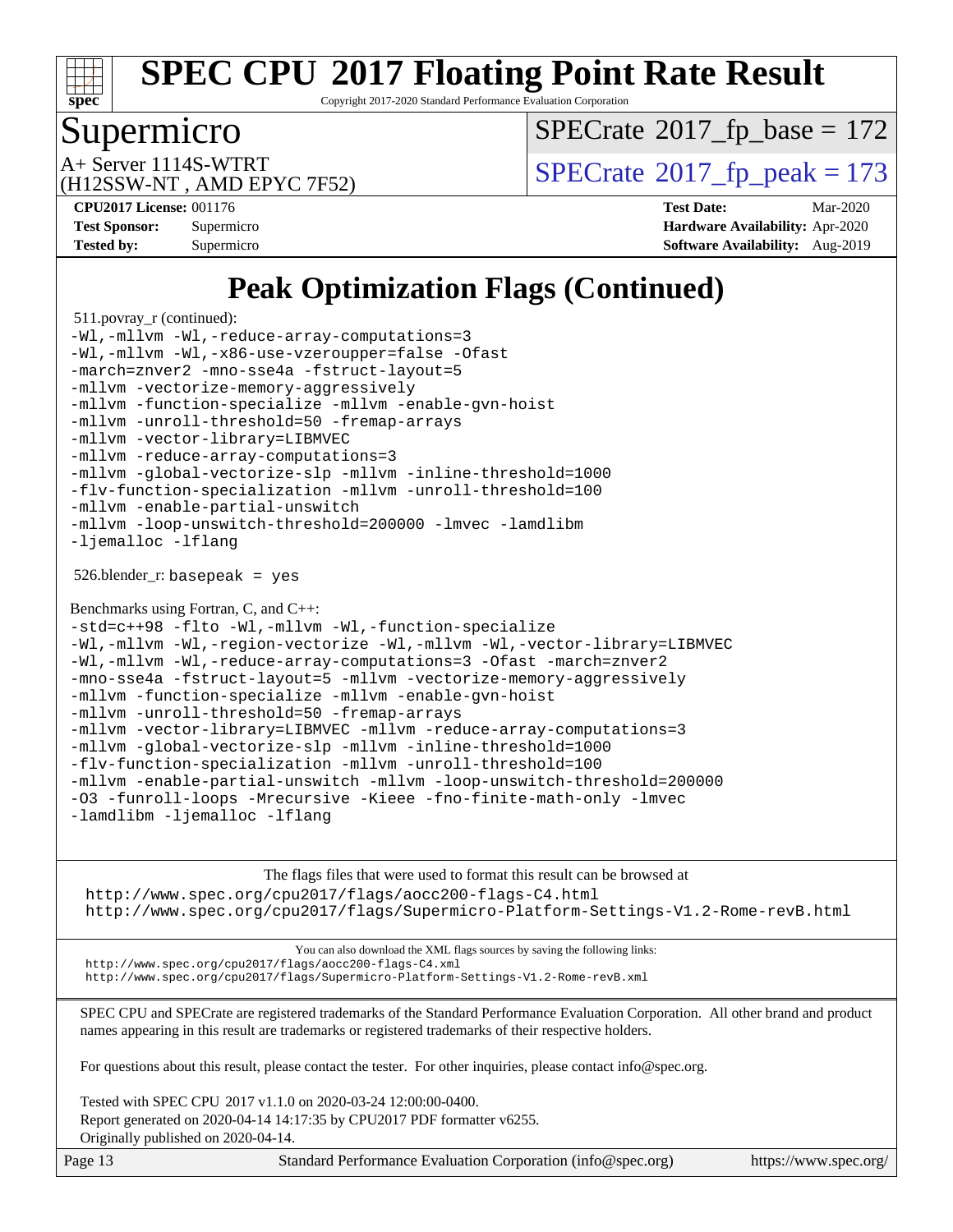# Peak Optimization Flags (Continued)

511.povray_r (continued):

```
-Wl,-mllvm -Wl,-reduce-array-computations=3
-Wl,-mllvm -Wl,-x86-use-vzeroupper=false -Ofast
-march=znver2 -mno-sse4a -fstruct-layout=5
-mllvm -vectorize-memory-aggressively
-mllvm -function-specialize -mllvm -enable-gvn-hoist
-mllvm -unroll-threshold=50 -fremap-arrays
-mllvm -vector-library=LIBMVEC
-mllvm -reduce-array-computations=3
-mllvm -global-vectorize-slp -mllvm -inline-threshold=1000
-flv-function-specialization -mllvm -unroll-threshold=100
-mllvm -enable-partial-unswitch
-mllvm -loop-unswitch-threshold=200000 -lmvec -lamdlibm
-ljemalloc -lflang
```

526.blender_r: `basepeak = yes`

Benchmarks using Fortran, C, and C++:

```
-std=c++98 -flto -Wl,-mllvm -Wl,-function-specialize
-Wl,-mllvm -Wl,-region-vectorize -Wl,-mllvm -Wl,-vector-library=LIBMVEC
-Wl,-mllvm -Wl,-reduce-array-computations=3 -Ofast -march=znver2
-mno-sse4a -fstruct-layout=5 -mllvm -vectorize-memory-aggressively
-mllvm -function-specialize -mllvm -enable-gvn-hoist
-mllvm -unroll-threshold=50 -fremap-arrays
-mllvm -vector-library=LIBMVEC -mllvm -reduce-array-computations=3
-mllvm -global-vectorize-slp -mllvm -inline-threshold=1000
-flv-function-specialization -mllvm -unroll-threshold=100
-mllvm -enable-partial-unswitch -mllvm -loop-unswitch-threshold=200000
-O3 -funroll-loops -Mrecursive -Kieee -fno-finite-math-only -lmvec
-lamdlibm -ljemalloc -lflang
```

The flags files that were used to format this result can be browsed at

http://www.spec.org/cpu2017/flags/aocc200-flags-C4.html
http://www.spec.org/cpu2017/flags/Supermicro-Platform-Settings-V1.2-Rome-revB.html

You can also download the XML flags sources by saving the following links:

http://www.spec.org/cpu2017/flags/aocc200-flags-C4.xml
http://www.spec.org/cpu2017/flags/Supermicro-Platform-Settings-V1.2-Rome-revB.xml

SPEC CPU and SPECrate are registered trademarks of the Standard Performance Evaluation Corporation. All other brand and product names appearing in this result are trademarks or registered trademarks of their respective holders.

For questions about this result, please contact the tester. For other inquiries, please contact info@spec.org.

Tested with SPEC CPU 2017 v1.1.0 on 2020-03-24 12:00:00-0400.
Report generated on 2020-04-14 14:17:35 by CPU2017 PDF formatter v6255.
Originally published on 2020-04-14.